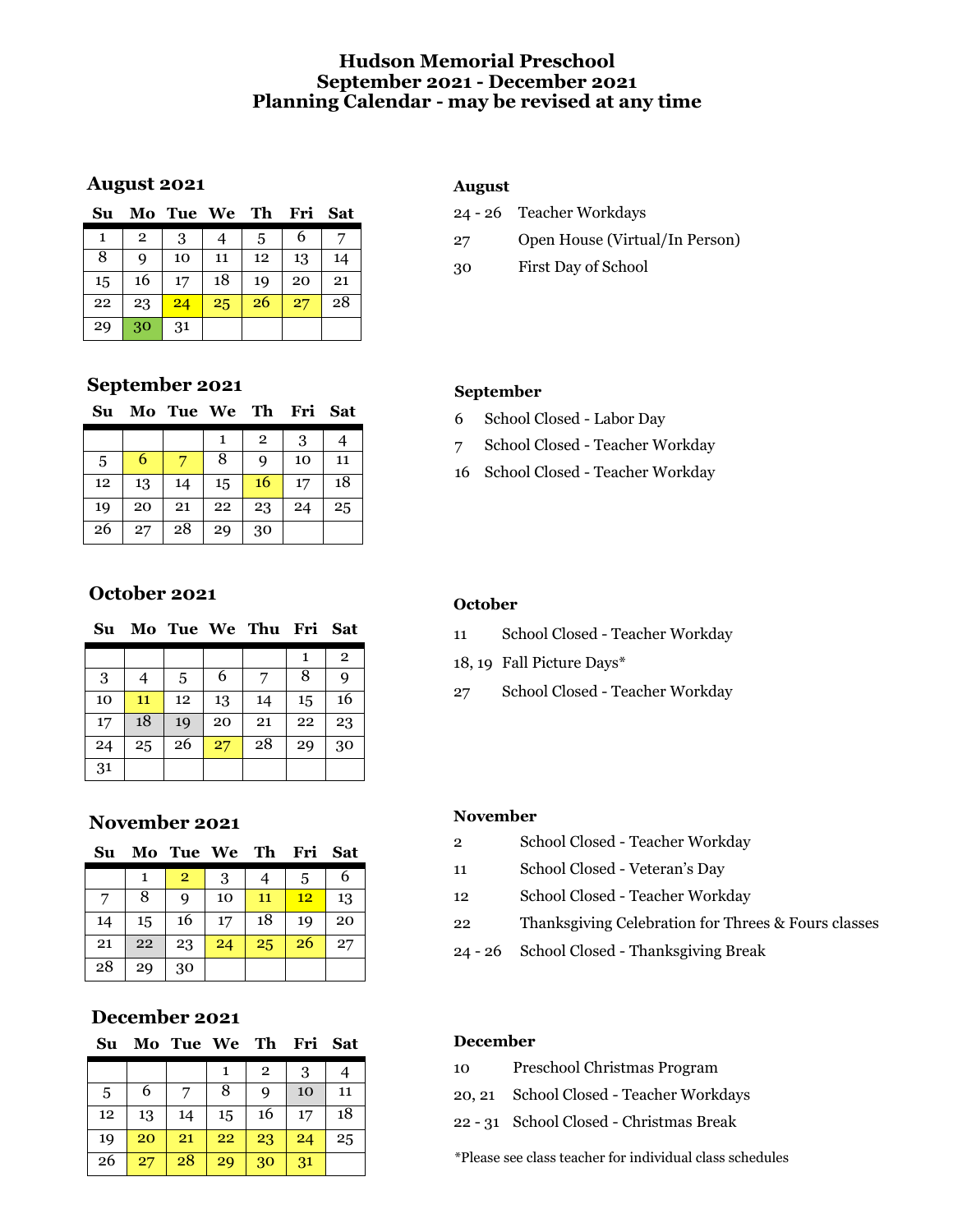# Hudson Memorial Preschool
## September 2021 - December 2021
## Planning Calendar - may be revised at any time

### August 2021

| Su | Mo | Tue | We | Th | Fri | Sat |
|---|---|---|---|---|---|---|
| 1 | 2 | 3 | 4 | 5 | 6 | 7 |
| 8 | 9 | 10 | 11 | 12 | 13 | 14 |
| 15 | 16 | 17 | 18 | 19 | 20 | 21 |
| 22 | 23 | 24 | 25 | 26 | 27 | 28 |
| 29 | 30 | 31 | | | | |

**August**

- 24 - 26 Teacher Workdays
- 27 Open House (Virtual/In Person)
- 30 First Day of School

### September 2021

| Su | Mo | Tue | We | Th | Fri | Sat |
|---|---|---|---|---|---|---|
| | | | 1 | 2 | 3 | 4 |
| 5 | 6 | 7 | 8 | 9 | 10 | 11 |
| 12 | 13 | 14 | 15 | 16 | 17 | 18 |
| 19 | 20 | 21 | 22 | 23 | 24 | 25 |
| 26 | 27 | 28 | 29 | 30 | | |

**September**

- 6 School Closed - Labor Day
- 7 School Closed - Teacher Workday
- 16 School Closed - Teacher Workday

### October 2021

| Su | Mo | Tue | We | Thu | Fri | Sat |
|---|---|---|---|---|---|---|
| | | | | | 1 | 2 |
| 3 | 4 | 5 | 6 | 7 | 8 | 9 |
| 10 | 11 | 12 | 13 | 14 | 15 | 16 |
| 17 | 18 | 19 | 20 | 21 | 22 | 23 |
| 24 | 25 | 26 | 27 | 28 | 29 | 30 |
| 31 | | | | | | |

**October**

- 11 School Closed - Teacher Workday
- 18, 19 Fall Picture Days*
- 27 School Closed - Teacher Workday

### November 2021

| Su | Mo | Tue | We | Th | Fri | Sat |
|---|---|---|---|---|---|---|
| | 1 | 2 | 3 | 4 | 5 | 6 |
| 7 | 8 | 9 | 10 | 11 | 12 | 13 |
| 14 | 15 | 16 | 17 | 18 | 19 | 20 |
| 21 | 22 | 23 | 24 | 25 | 26 | 27 |
| 28 | 29 | 30 | | | | |

**November**

- 2 School Closed - Teacher Workday
- 11 School Closed - Veteran's Day
- 12 School Closed - Teacher Workday
- 22 Thanksgiving Celebration for Threes & Fours classes
- 24 - 26 School Closed - Thanksgiving Break

### December 2021

| Su | Mo | Tue | We | Th | Fri | Sat |
|---|---|---|---|---|---|---|
| | | | 1 | 2 | 3 | 4 |
| 5 | 6 | 7 | 8 | 9 | 10 | 11 |
| 12 | 13 | 14 | 15 | 16 | 17 | 18 |
| 19 | 20 | 21 | 22 | 23 | 24 | 25 |
| 26 | 27 | 28 | 29 | 30 | 31 | |

**December**

- 10 Preschool Christmas Program
- 20, 21 School Closed - Teacher Workdays
- 22 - 31 School Closed - Christmas Break

*Please see class teacher for individual class schedules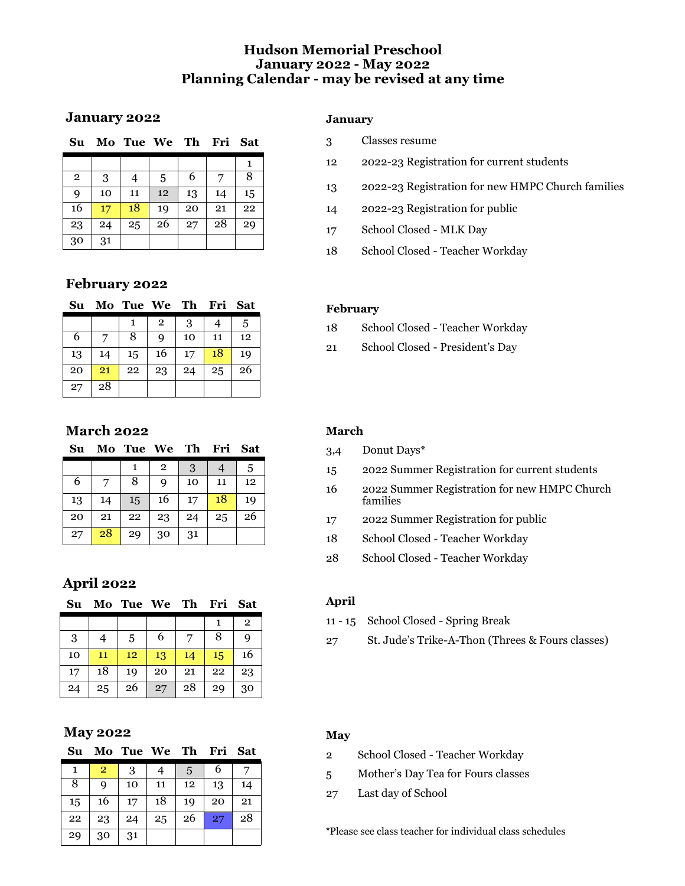# Hudson Memorial Preschool
## January 2022 - May 2022
## Planning Calendar - may be revised at any time

### January 2022

| Su | Mo | Tue | We | Th | Fri | Sat |
|---|---|---|---|---|---|---|
| | | | | | | 1 |
| 2 | 3 | 4 | 5 | 6 | 7 | 8 |
| 9 | 10 | 11 | 12 | 13 | 14 | 15 |
| 16 | 17 | 18 | 19 | 20 | 21 | 22 |
| 23 | 24 | 25 | 26 | 27 | 28 | 29 |
| 30 | 31 | | | | | |

**January**

3 Classes resume

12 2022-23 Registration for current students

13 2022-23 Registration for new HMPC Church families

14 2022-23 Registration for public

17 School Closed - MLK Day

18 School Closed - Teacher Workday

### February 2022

| Su | Mo | Tue | We | Th | Fri | Sat |
|---|---|---|---|---|---|---|
| | | 1 | 2 | 3 | 4 | 5 |
| 6 | 7 | 8 | 9 | 10 | 11 | 12 |
| 13 | 14 | 15 | 16 | 17 | 18 | 19 |
| 20 | 21 | 22 | 23 | 24 | 25 | 26 |
| 27 | 28 | | | | | |

**February**

18 School Closed - Teacher Workday

21 School Closed - President's Day

### March 2022

| Su | Mo | Tue | We | Th | Fri | Sat |
|---|---|---|---|---|---|---|
| | | 1 | 2 | 3 | 4 | 5 |
| 6 | 7 | 8 | 9 | 10 | 11 | 12 |
| 13 | 14 | 15 | 16 | 17 | 18 | 19 |
| 20 | 21 | 22 | 23 | 24 | 25 | 26 |
| 27 | 28 | 29 | 30 | 31 | | |

**March**

3,4 Donut Days*

15 2022 Summer Registration for current students

16 2022 Summer Registration for new HMPC Church families

17 2022 Summer Registration for public

18 School Closed - Teacher Workday

28 School Closed - Teacher Workday

### April 2022

| Su | Mo | Tue | We | Th | Fri | Sat |
|---|---|---|---|---|---|---|
| | | | | | 1 | 2 |
| 3 | 4 | 5 | 6 | 7 | 8 | 9 |
| 10 | 11 | 12 | 13 | 14 | 15 | 16 |
| 17 | 18 | 19 | 20 | 21 | 22 | 23 |
| 24 | 25 | 26 | 27 | 28 | 29 | 30 |

**April**

11 - 15 School Closed - Spring Break

27 St. Jude's Trike-A-Thon (Threes & Fours classes)

### May 2022

| Su | Mo | Tue | We | Th | Fri | Sat |
|---|---|---|---|---|---|---|
| 1 | 2 | 3 | 4 | 5 | 6 | 7 |
| 8 | 9 | 10 | 11 | 12 | 13 | 14 |
| 15 | 16 | 17 | 18 | 19 | 20 | 21 |
| 22 | 23 | 24 | 25 | 26 | 27 | 28 |
| 29 | 30 | 31 | | | | |

**May**

2 School Closed - Teacher Workday

5 Mother's Day Tea for Fours classes

27 Last day of School

*Please see class teacher for individual class schedules